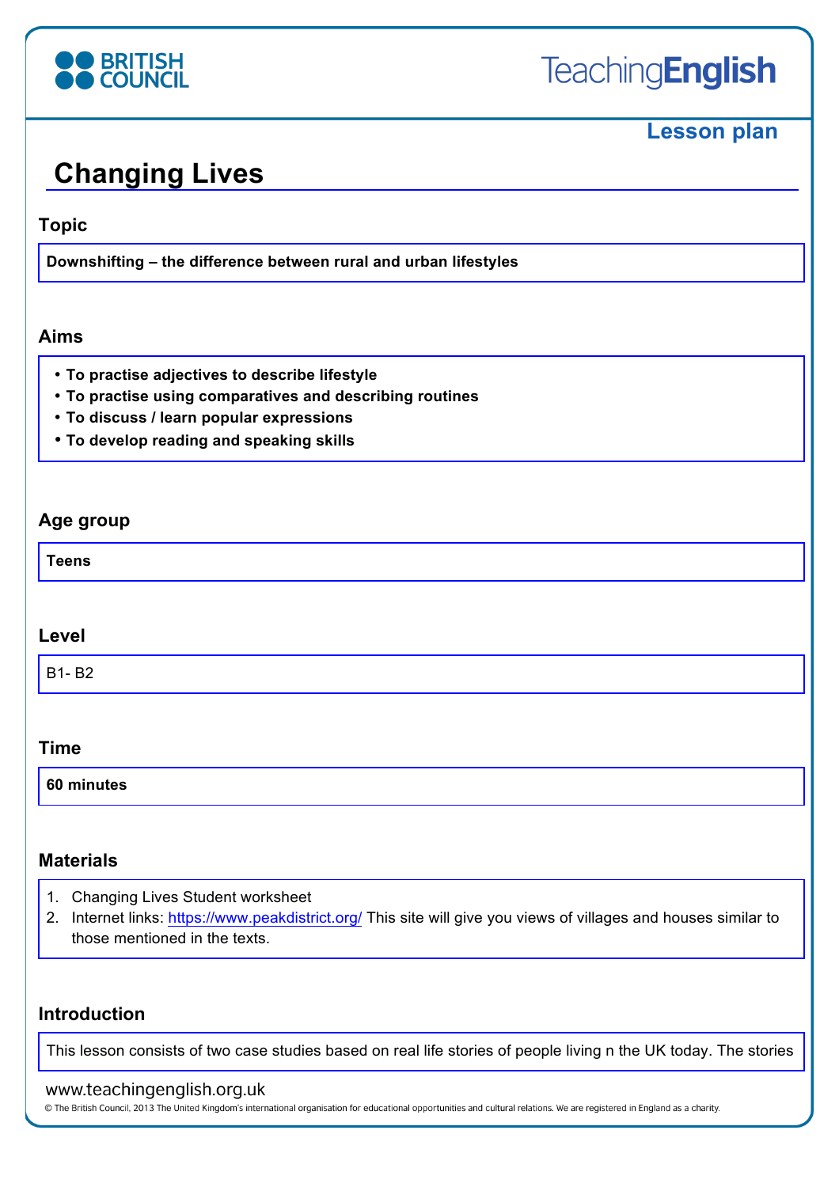# Changing Lives

Lesson plan

## Topic

**Downshifting – the difference between rural and urban lifestyles**

## Aims

- **To practise adjectives to describe lifestyle**
- **To practise using comparatives and describing routines**
- **To discuss / learn popular expressions**
- **To develop reading and speaking skills**

## Age group

**Teens**

## Level

B1- B2

## Time

**60 minutes**

## Materials

1. Changing Lives Student worksheet
2. Internet links: https://www.peakdistrict.org/ This site will give you views of villages and houses similar to those mentioned in the texts.

## Introduction

This lesson consists of two case studies based on real life stories of people living n the UK today. The stories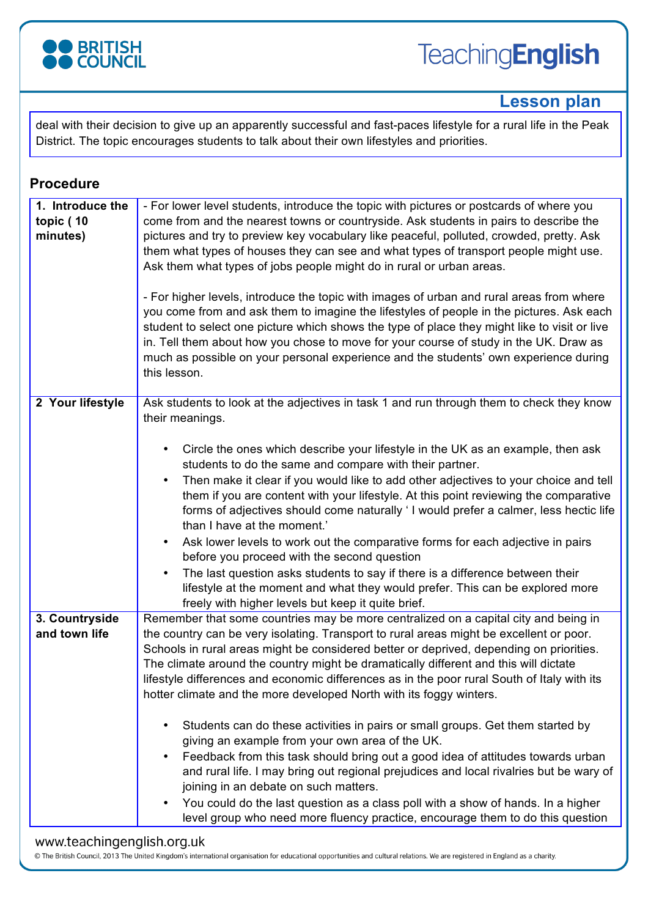deal with their decision to give up an apparently successful and fast-paces lifestyle for a rural life in the Peak District. The topic encourages students to talk about their own lifestyles and priorities.

## Procedure

| | |
|---|---|
| **1. Introduce the topic ( 10 minutes)** | - For lower level students, introduce the topic with pictures or postcards of where you come from and the nearest towns or countryside. Ask students in pairs to describe the pictures and try to preview key vocabulary like peaceful, polluted, crowded, pretty. Ask them what types of houses they can see and what types of transport people might use. Ask them what types of jobs people might do in rural or urban areas.<br><br>- For higher levels, introduce the topic with images of urban and rural areas from where you come from and ask them to imagine the lifestyles of people in the pictures. Ask each student to select one picture which shows the type of place they might like to visit or live in. Tell them about how you chose to move for your course of study in the UK. Draw as much as possible on your personal experience and the students' own experience during this lesson. |
| **2 Your lifestyle** | Ask students to look at the adjectives in task 1 and run through them to check they know their meanings.<br><br>• Circle the ones which describe your lifestyle in the UK as an example, then ask students to do the same and compare with their partner.<br>• Then make it clear if you would like to add other adjectives to your choice and tell them if you are content with your lifestyle. At this point reviewing the comparative forms of adjectives should come naturally ' I would prefer a calmer, less hectic life than I have at the moment.'<br>• Ask lower levels to work out the comparative forms for each adjective in pairs before you proceed with the second question<br>• The last question asks students to say if there is a difference between their lifestyle at the moment and what they would prefer. This can be explored more freely with higher levels but keep it quite brief. |
| **3. Countryside and town life** | Remember that some countries may be more centralized on a capital city and being in the country can be very isolating. Transport to rural areas might be excellent or poor. Schools in rural areas might be considered better or deprived, depending on priorities. The climate around the country might be dramatically different and this will dictate lifestyle differences and economic differences as in the poor rural South of Italy with its hotter climate and the more developed North with its foggy winters.<br><br>• Students can do these activities in pairs or small groups. Get them started by giving an example from your own area of the UK.<br>• Feedback from this task should bring out a good idea of attitudes towards urban and rural life. I may bring out regional prejudices and local rivalries but be wary of joining in an debate on such matters.<br>• You could do the last question as a class poll with a show of hands. In a higher level group who need more fluency practice, encourage them to do this question |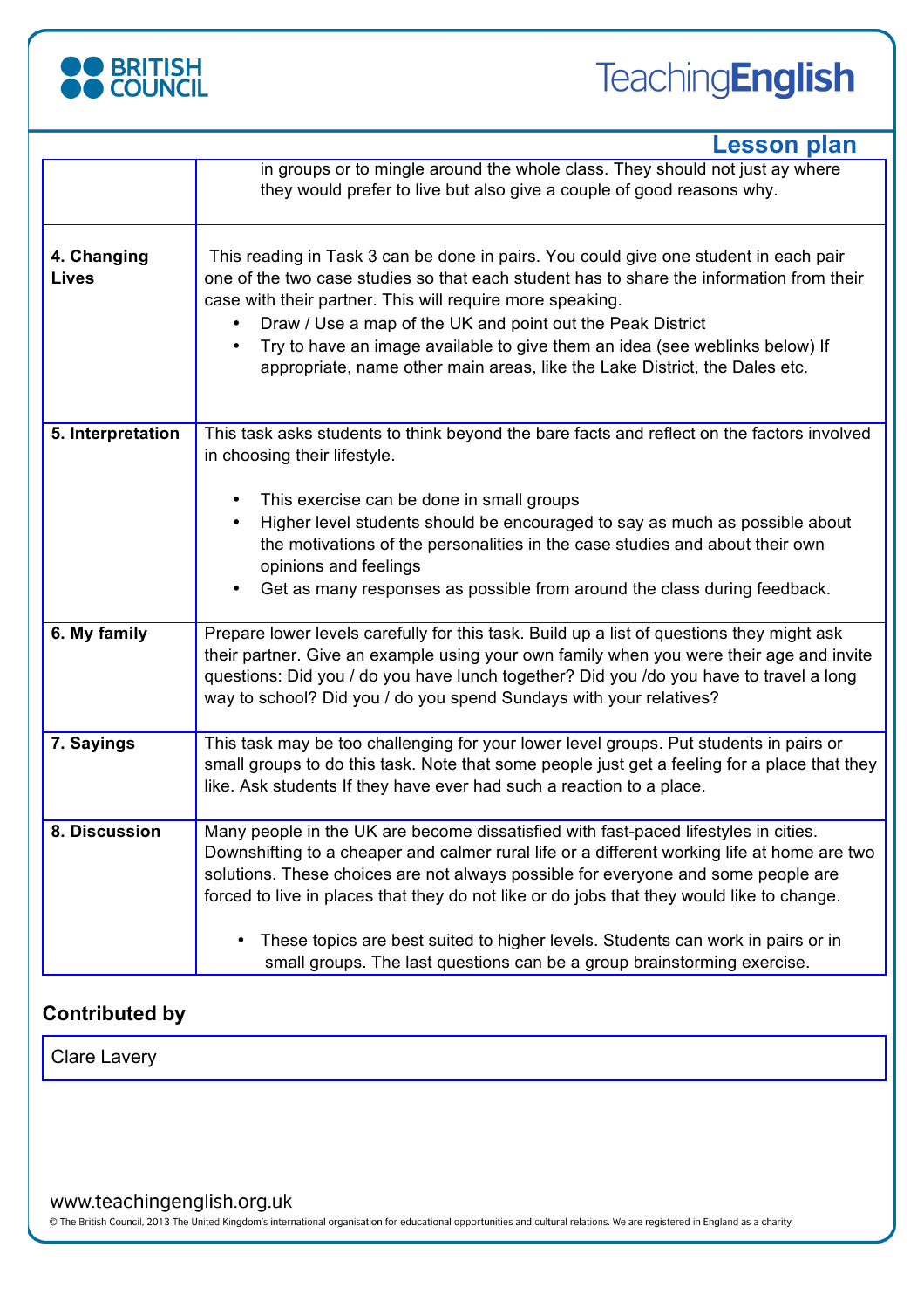| | |
|---|---|
| | in groups or to mingle around the whole class. They should not just ay where they would prefer to live but also give a couple of good reasons why. |
| **4. Changing Lives** | This reading in Task 3 can be done in pairs. You could give one student in each pair one of the two case studies so that each student has to share the information from their case with their partner. This will require more speaking.<br>• Draw / Use a map of the UK and point out the Peak District<br>• Try to have an image available to give them an idea (see weblinks below) If appropriate, name other main areas, like the Lake District, the Dales etc. |
| **5. Interpretation** | This task asks students to think beyond the bare facts and reflect on the factors involved in choosing their lifestyle.<br>• This exercise can be done in small groups<br>• Higher level students should be encouraged to say as much as possible about the motivations of the personalities in the case studies and about their own opinions and feelings<br>• Get as many responses as possible from around the class during feedback. |
| **6. My family** | Prepare lower levels carefully for this task. Build up a list of questions they might ask their partner. Give an example using your own family when you were their age and invite questions: Did you / do you have lunch together? Did you /do you have to travel a long way to school? Did you / do you spend Sundays with your relatives? |
| **7. Sayings** | This task may be too challenging for your lower level groups. Put students in pairs or small groups to do this task. Note that some people just get a feeling for a place that they like. Ask students If they have ever had such a reaction to a place. |
| **8. Discussion** | Many people in the UK are become dissatisfied with fast-paced lifestyles in cities. Downshifting to a cheaper and calmer rural life or a different working life at home are two solutions. These choices are not always possible for everyone and some people are forced to live in places that they do not like or do jobs that they would like to change.<br>• These topics are best suited to higher levels. Students can work in pairs or in small groups. The last questions can be a group brainstorming exercise. |

**Contributed by**

Clare Lavery